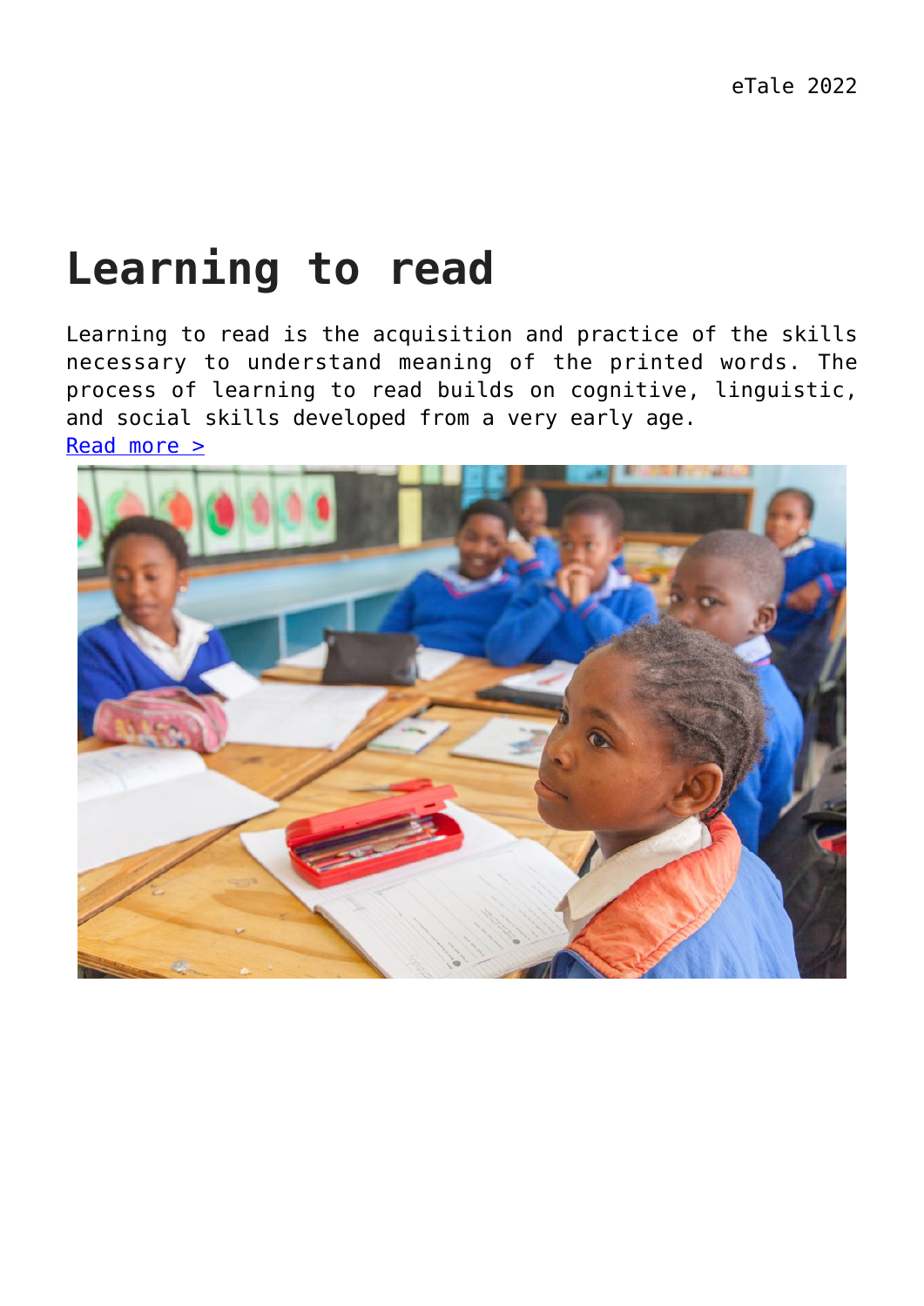# Learning to read

Learning to read is the acquisition and practice of the skills necessary to understand meaning of the printed words. The process of learning to read builds on cognitive, linguistic, and social skills developed from a very early age.
Read more >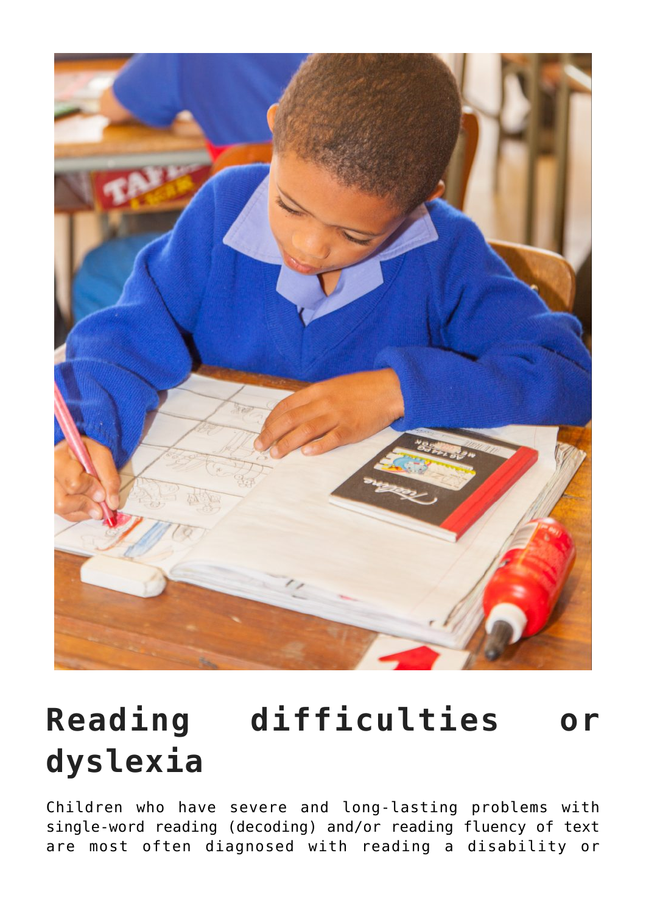# Reading difficulties or dyslexia

Children who have severe and long-lasting problems with single-word reading (decoding) and/or reading fluency of text are most often diagnosed with reading a disability or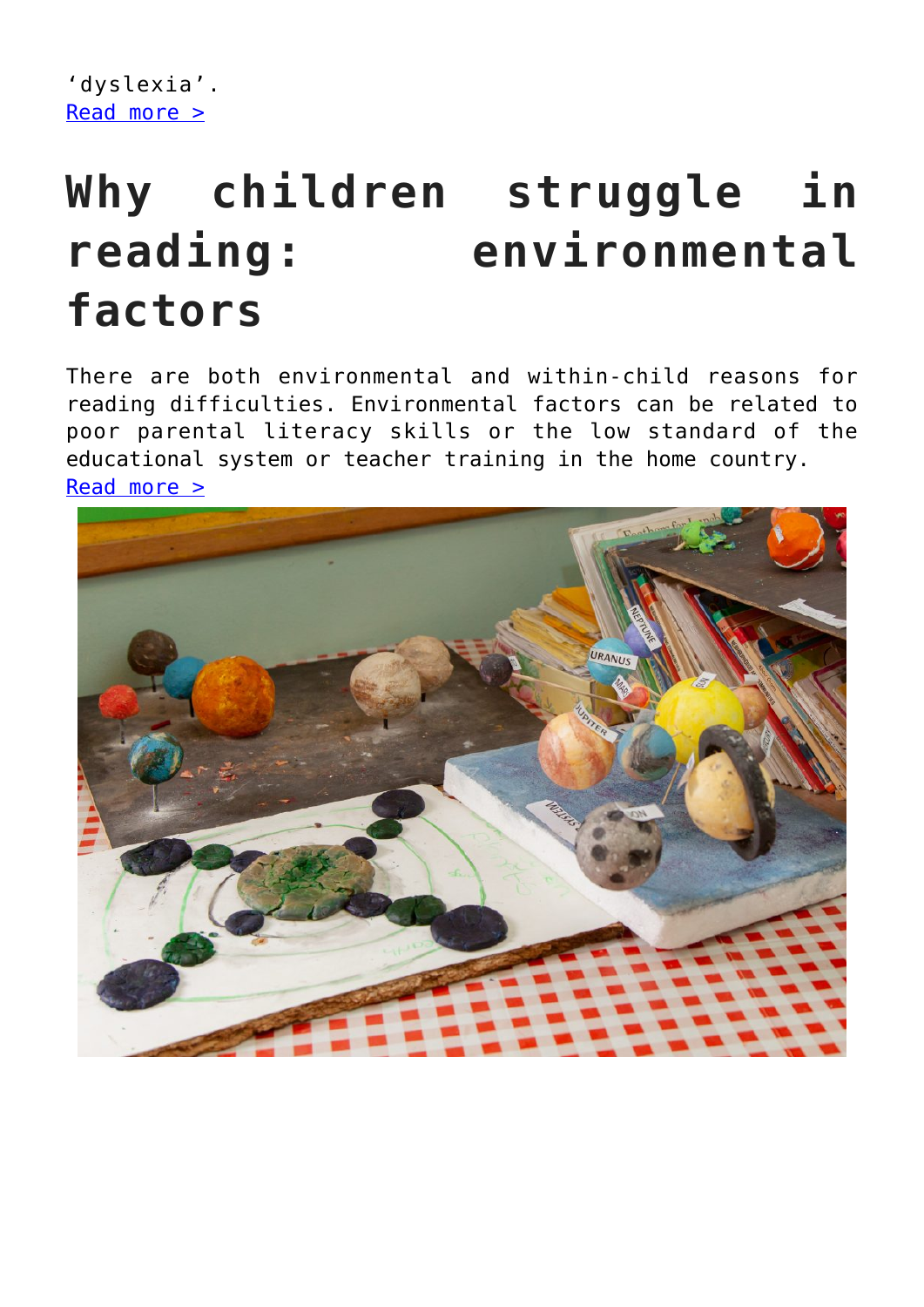'dyslexia'.
Read more >

# Why children struggle in reading: environmental factors

There are both environmental and within-child reasons for reading difficulties. Environmental factors can be related to poor parental literacy skills or the low standard of the educational system or teacher training in the home country.
Read more >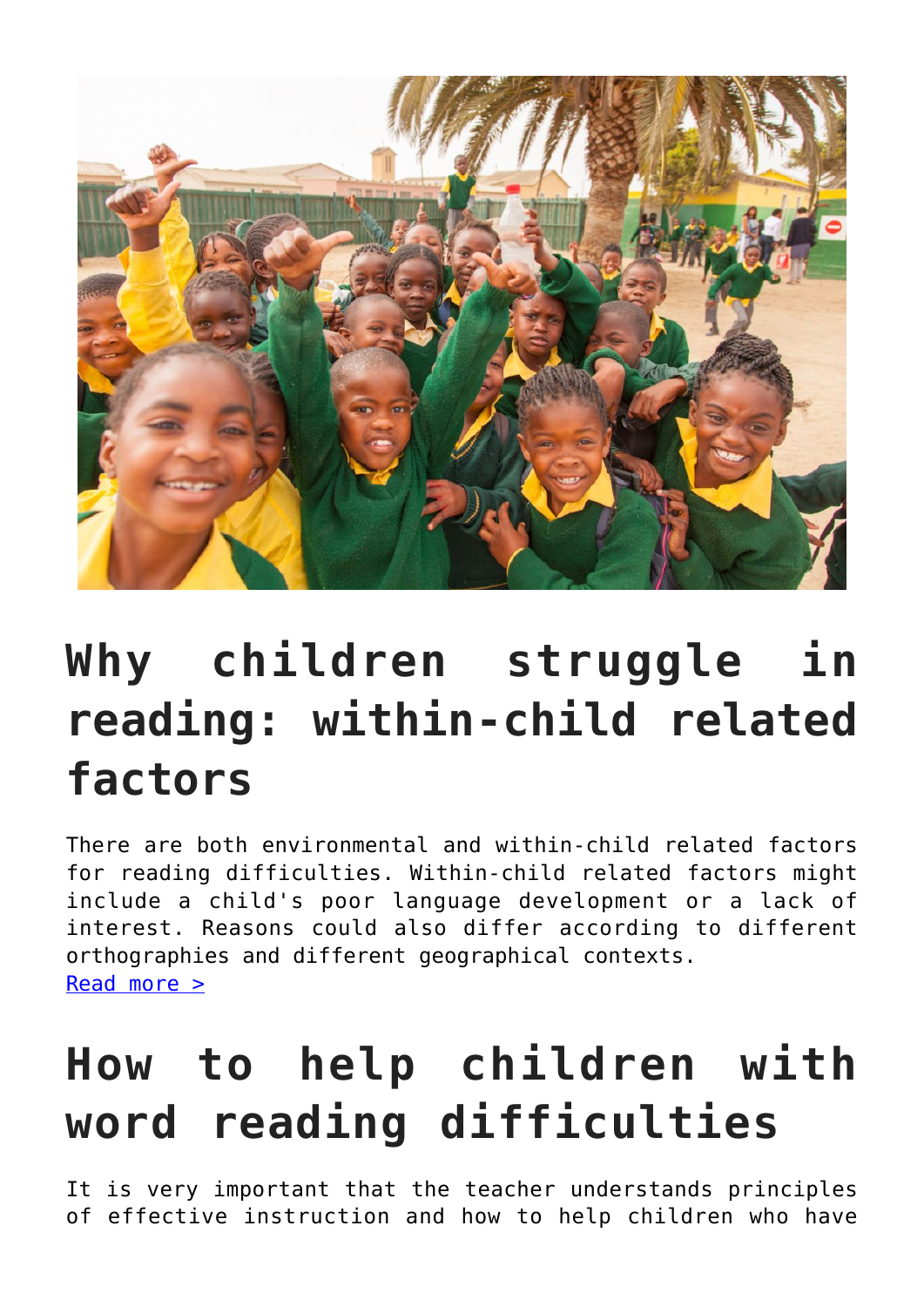# Why children struggle in reading: within-child related factors

There are both environmental and within-child related factors for reading difficulties. Within-child related factors might include a child's poor language development or a lack of interest. Reasons could also differ according to different orthographies and different geographical contexts.
Read more >

# How to help children with word reading difficulties

It is very important that the teacher understands principles of effective instruction and how to help children who have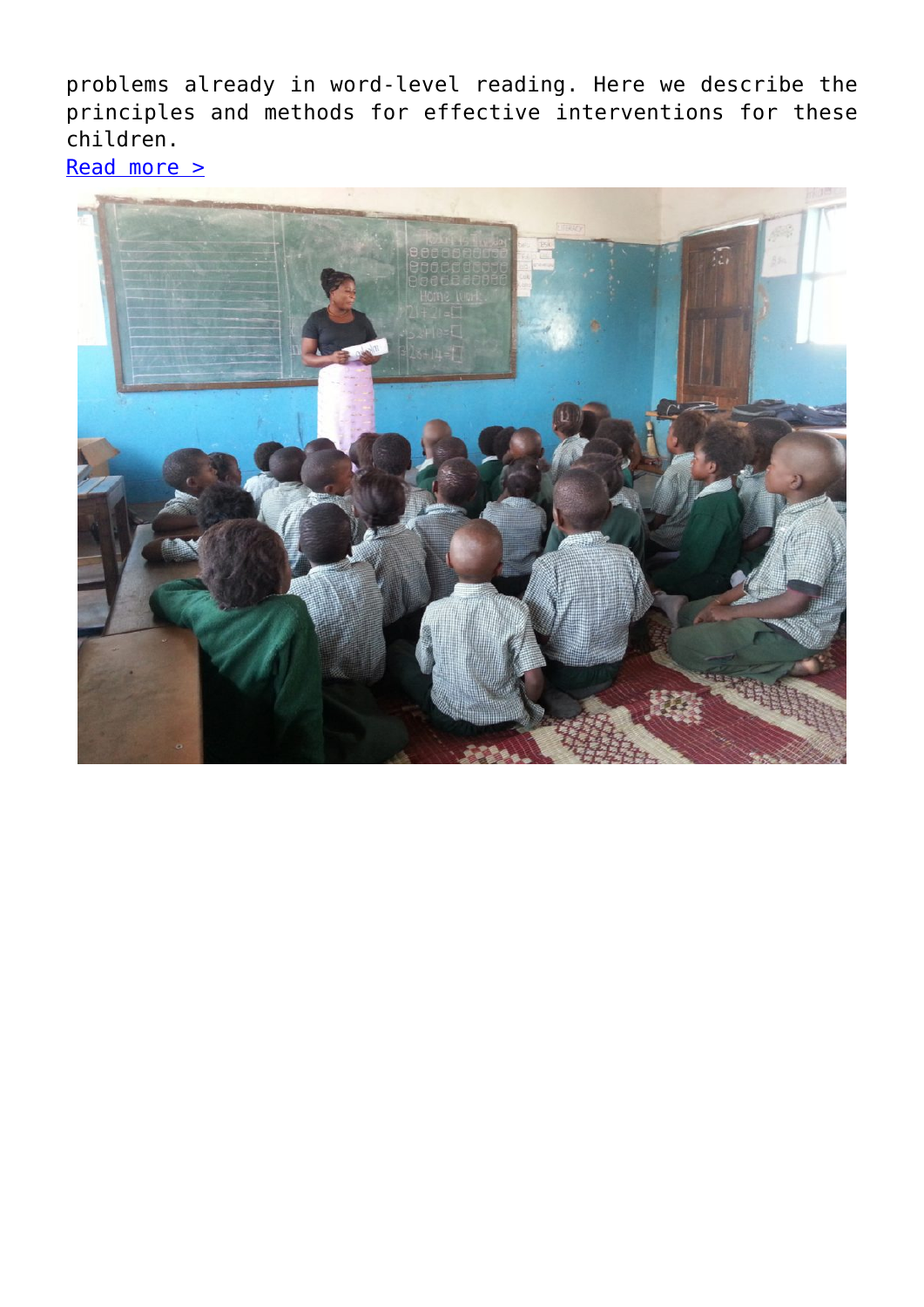problems already in word-level reading. Here we describe the principles and methods for effective interventions for these children.

Read more >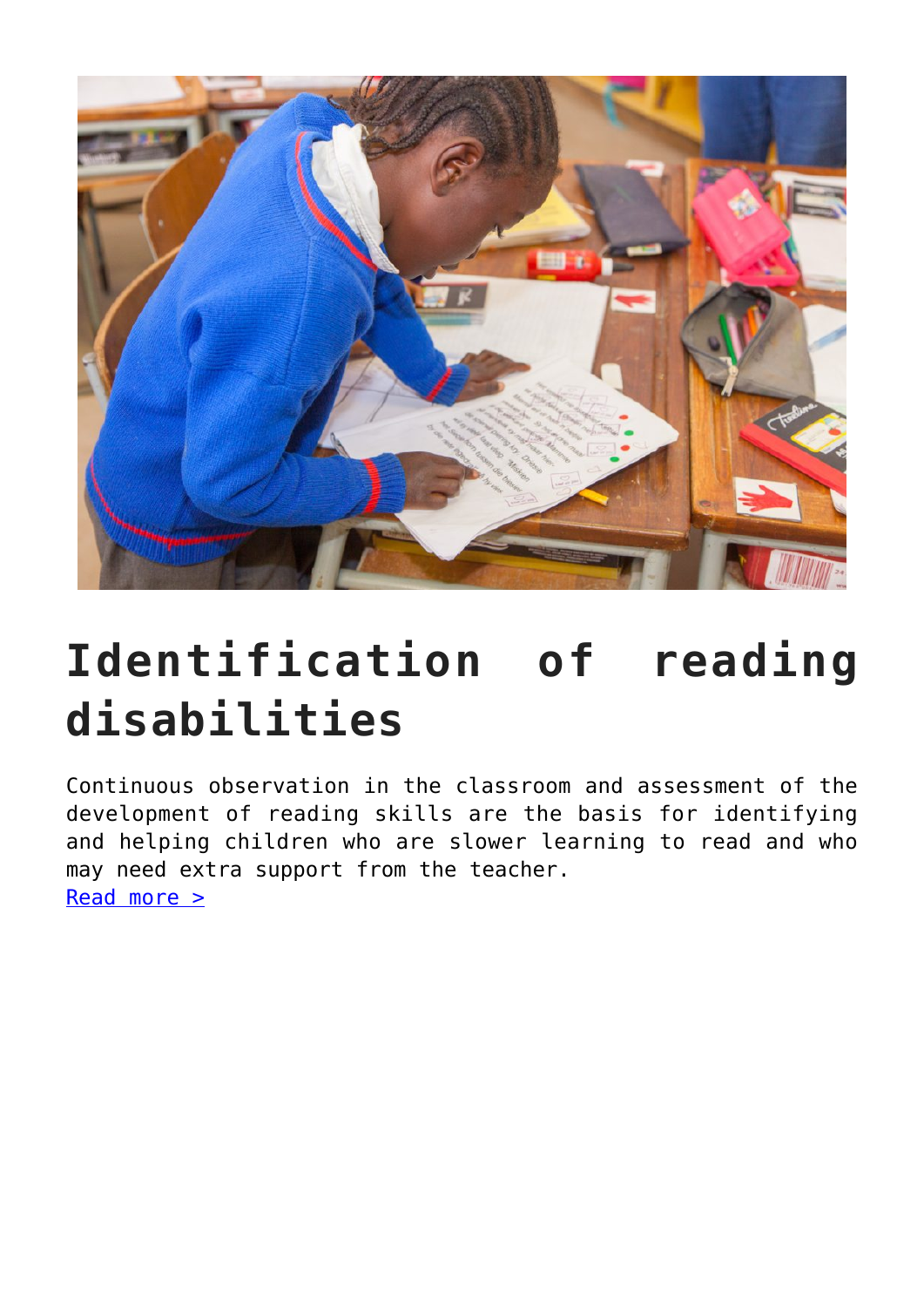# Identification of reading disabilities

Continuous observation in the classroom and assessment of the development of reading skills are the basis for identifying and helping children who are slower learning to read and who may need extra support from the teacher.
Read more >